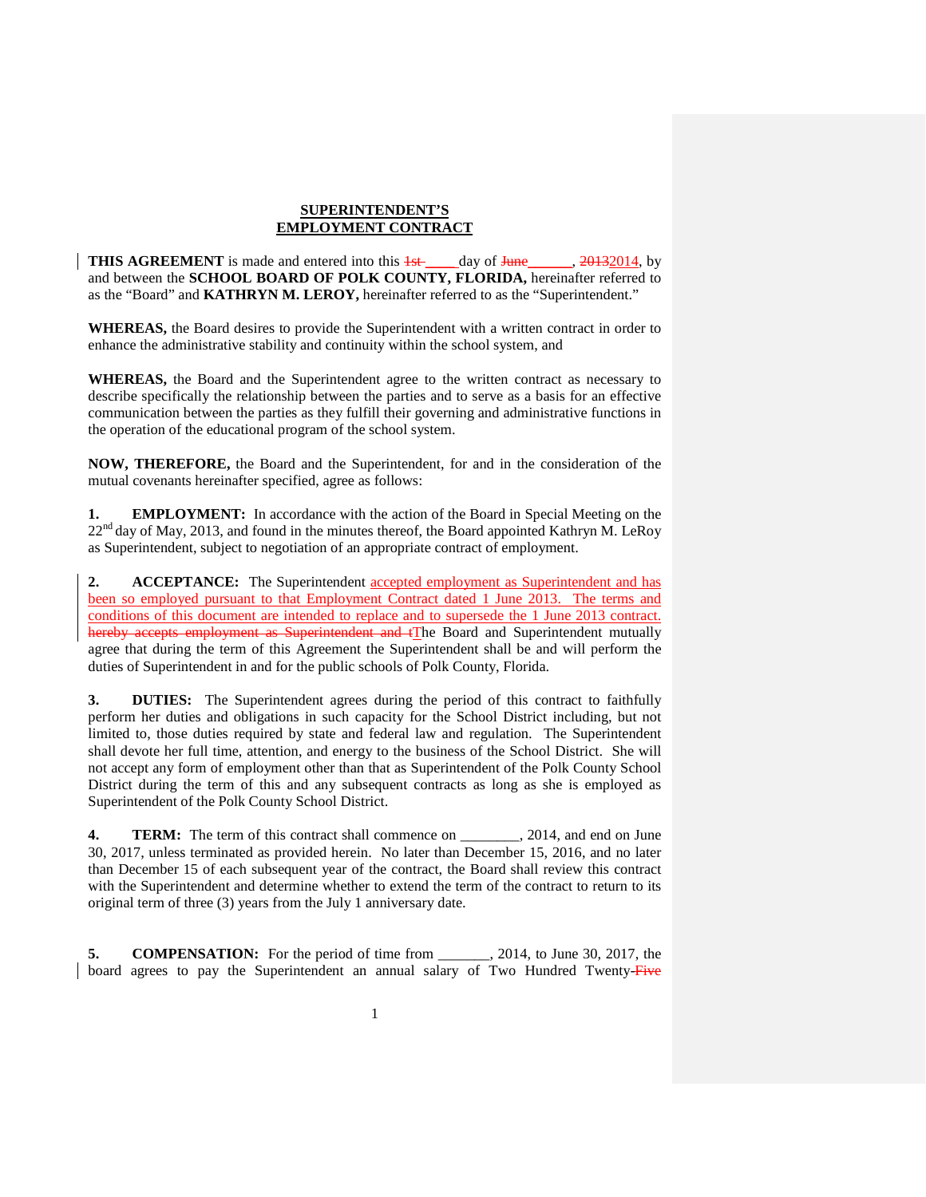**SUPERINTENDENT'S**
**EMPLOYMENT CONTRACT**

**THIS AGREEMENT** is made and entered into this ~~1st~~ ____ day of ~~June~~ ______, ~~2013~~2014, by and between the **SCHOOL BOARD OF POLK COUNTY, FLORIDA,** hereinafter referred to as the "Board" and **KATHRYN M. LEROY,** hereinafter referred to as the "Superintendent."

**WHEREAS,** the Board desires to provide the Superintendent with a written contract in order to enhance the administrative stability and continuity within the school system, and

**WHEREAS,** the Board and the Superintendent agree to the written contract as necessary to describe specifically the relationship between the parties and to serve as a basis for an effective communication between the parties as they fulfill their governing and administrative functions in the operation of the educational program of the school system.

**NOW, THEREFORE,** the Board and the Superintendent, for and in the consideration of the mutual covenants hereinafter specified, agree as follows:

**1. EMPLOYMENT:** In accordance with the action of the Board in Special Meeting on the 22nd day of May, 2013, and found in the minutes thereof, the Board appointed Kathryn M. LeRoy as Superintendent, subject to negotiation of an appropriate contract of employment.

**2. ACCEPTANCE:** The Superintendent accepted employment as Superintendent and has been so employed pursuant to that Employment Contract dated 1 June 2013. The terms and conditions of this document are intended to replace and to supersede the 1 June 2013 contract. ~~hereby accepts employment as Superintendent and t~~The Board and Superintendent mutually agree that during the term of this Agreement the Superintendent shall be and will perform the duties of Superintendent in and for the public schools of Polk County, Florida.

**3. DUTIES:** The Superintendent agrees during the period of this contract to faithfully perform her duties and obligations in such capacity for the School District including, but not limited to, those duties required by state and federal law and regulation. The Superintendent shall devote her full time, attention, and energy to the business of the School District. She will not accept any form of employment other than that as Superintendent of the Polk County School District during the term of this and any subsequent contracts as long as she is employed as Superintendent of the Polk County School District.

**4. TERM:** The term of this contract shall commence on ________, 2014, and end on June 30, 2017, unless terminated as provided herein. No later than December 15, 2016, and no later than December 15 of each subsequent year of the contract, the Board shall review this contract with the Superintendent and determine whether to extend the term of the contract to return to its original term of three (3) years from the July 1 anniversary date.

**5. COMPENSATION:** For the period of time from _______, 2014, to June 30, 2017, the board agrees to pay the Superintendent an annual salary of Two Hundred Twenty-~~Five~~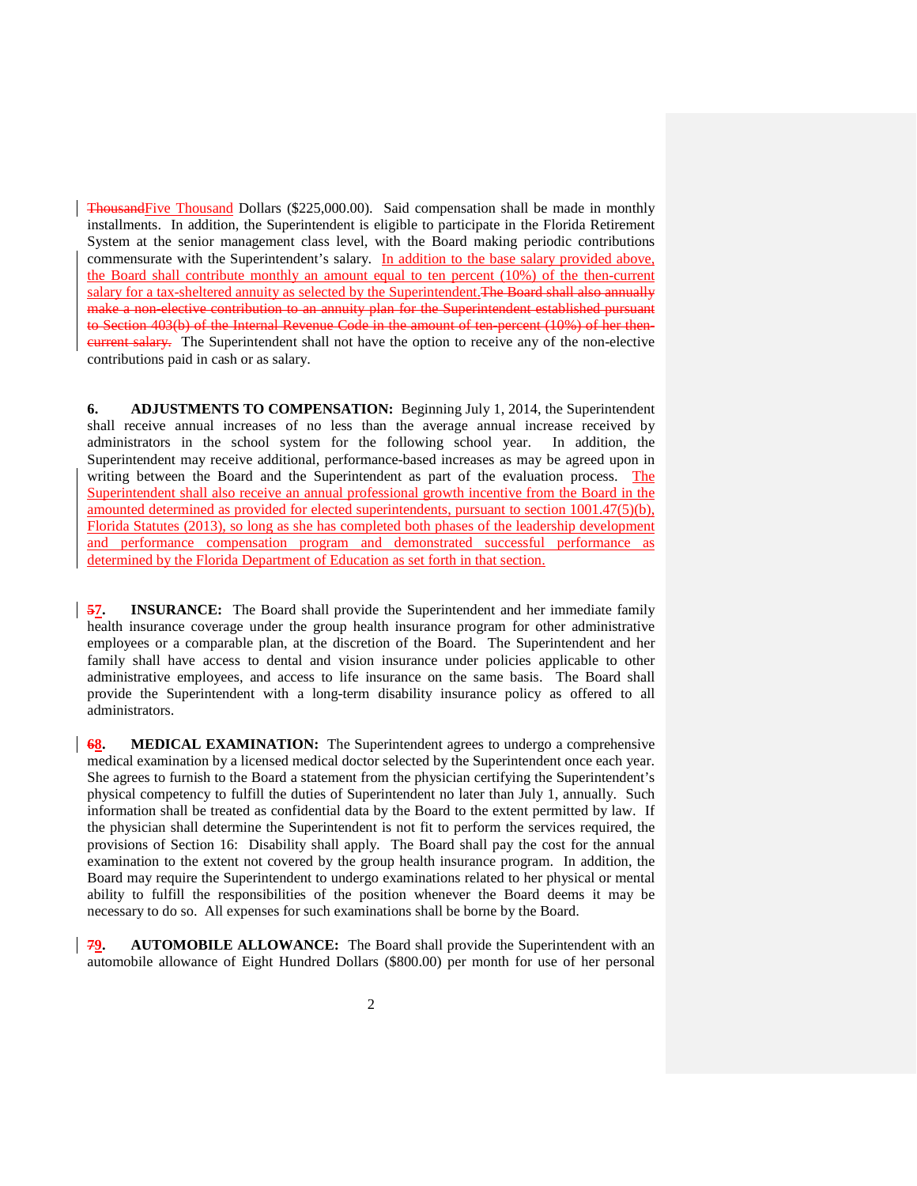~~Thousand~~Five Thousand Dollars ($225,000.00). Said compensation shall be made in monthly installments. In addition, the Superintendent is eligible to participate in the Florida Retirement System at the senior management class level, with the Board making periodic contributions commensurate with the Superintendent's salary. In addition to the base salary provided above, the Board shall contribute monthly an amount equal to ten percent (10%) of the then-current salary for a tax-sheltered annuity as selected by the Superintendent.~~The Board shall also annually make a non-elective contribution to an annuity plan for the Superintendent established pursuant to Section 403(b) of the Internal Revenue Code in the amount of ten-percent (10%) of her then-current salary.~~ The Superintendent shall not have the option to receive any of the non-elective contributions paid in cash or as salary.

**6. ADJUSTMENTS TO COMPENSATION:** Beginning July 1, 2014, the Superintendent shall receive annual increases of no less than the average annual increase received by administrators in the school system for the following school year. In addition, the Superintendent may receive additional, performance-based increases as may be agreed upon in writing between the Board and the Superintendent as part of the evaluation process. The Superintendent shall also receive an annual professional growth incentive from the Board in the amounted determined as provided for elected superintendents, pursuant to section 1001.47(5)(b), Florida Statutes (2013), so long as she has completed both phases of the leadership development and performance compensation program and demonstrated successful performance as determined by the Florida Department of Education as set forth in that section.

**~~5~~7. INSURANCE:** The Board shall provide the Superintendent and her immediate family health insurance coverage under the group health insurance program for other administrative employees or a comparable plan, at the discretion of the Board. The Superintendent and her family shall have access to dental and vision insurance under policies applicable to other administrative employees, and access to life insurance on the same basis. The Board shall provide the Superintendent with a long-term disability insurance policy as offered to all administrators.

**~~6~~8. MEDICAL EXAMINATION:** The Superintendent agrees to undergo a comprehensive medical examination by a licensed medical doctor selected by the Superintendent once each year. She agrees to furnish to the Board a statement from the physician certifying the Superintendent's physical competency to fulfill the duties of Superintendent no later than July 1, annually. Such information shall be treated as confidential data by the Board to the extent permitted by law. If the physician shall determine the Superintendent is not fit to perform the services required, the provisions of Section 16: Disability shall apply. The Board shall pay the cost for the annual examination to the extent not covered by the group health insurance program. In addition, the Board may require the Superintendent to undergo examinations related to her physical or mental ability to fulfill the responsibilities of the position whenever the Board deems it may be necessary to do so. All expenses for such examinations shall be borne by the Board.

**~~7~~9. AUTOMOBILE ALLOWANCE:** The Board shall provide the Superintendent with an automobile allowance of Eight Hundred Dollars ($800.00) per month for use of her personal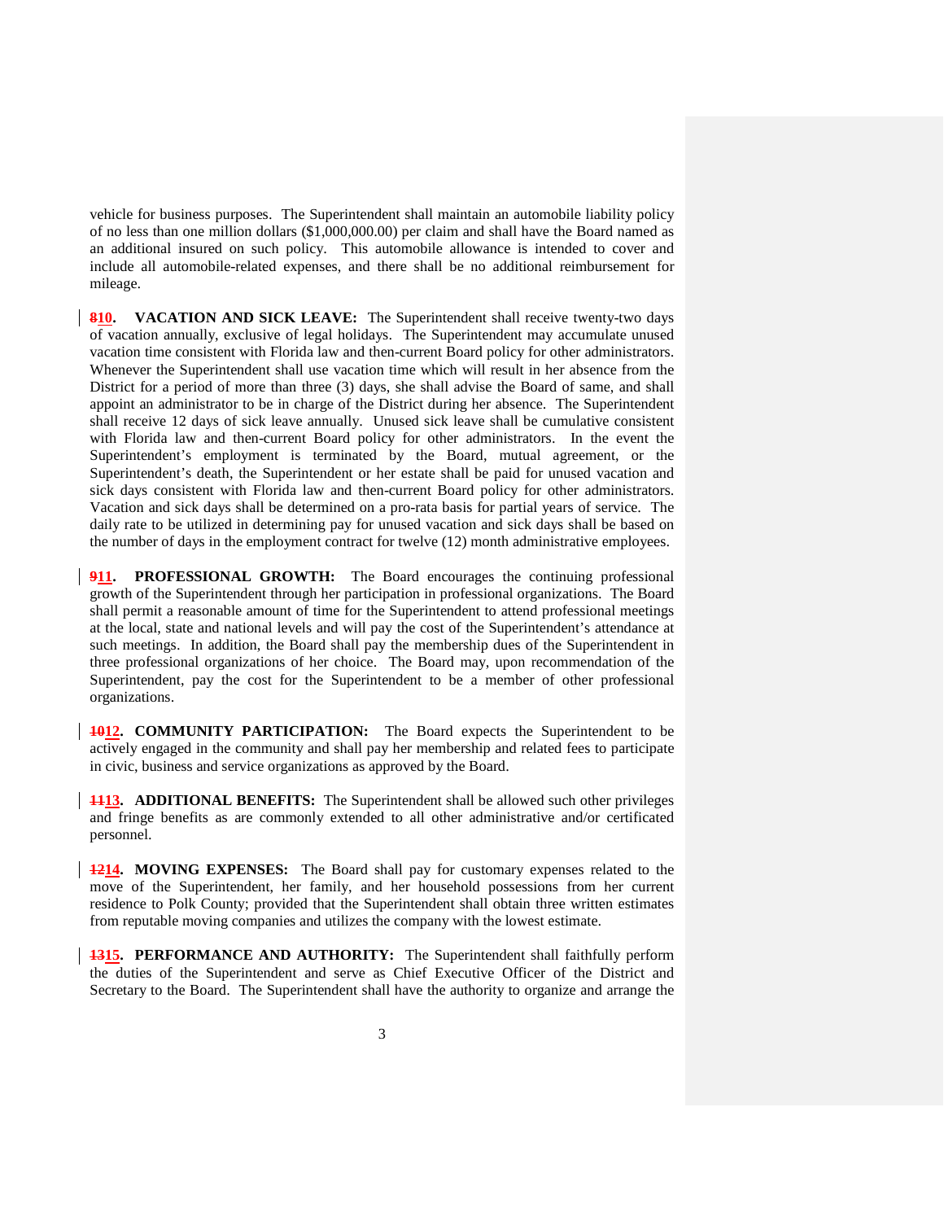vehicle for business purposes. The Superintendent shall maintain an automobile liability policy of no less than one million dollars ($1,000,000.00) per claim and shall have the Board named as an additional insured on such policy. This automobile allowance is intended to cover and include all automobile-related expenses, and there shall be no additional reimbursement for mileage.

~~8~~10. **VACATION AND SICK LEAVE:** The Superintendent shall receive twenty-two days of vacation annually, exclusive of legal holidays. The Superintendent may accumulate unused vacation time consistent with Florida law and then-current Board policy for other administrators. Whenever the Superintendent shall use vacation time which will result in her absence from the District for a period of more than three (3) days, she shall advise the Board of same, and shall appoint an administrator to be in charge of the District during her absence. The Superintendent shall receive 12 days of sick leave annually. Unused sick leave shall be cumulative consistent with Florida law and then-current Board policy for other administrators. In the event the Superintendent's employment is terminated by the Board, mutual agreement, or the Superintendent's death, the Superintendent or her estate shall be paid for unused vacation and sick days consistent with Florida law and then-current Board policy for other administrators. Vacation and sick days shall be determined on a pro-rata basis for partial years of service. The daily rate to be utilized in determining pay for unused vacation and sick days shall be based on the number of days in the employment contract for twelve (12) month administrative employees.

~~9~~11. **PROFESSIONAL GROWTH:** The Board encourages the continuing professional growth of the Superintendent through her participation in professional organizations. The Board shall permit a reasonable amount of time for the Superintendent to attend professional meetings at the local, state and national levels and will pay the cost of the Superintendent's attendance at such meetings. In addition, the Board shall pay the membership dues of the Superintendent in three professional organizations of her choice. The Board may, upon recommendation of the Superintendent, pay the cost for the Superintendent to be a member of other professional organizations.

~~10~~12. **COMMUNITY PARTICIPATION:** The Board expects the Superintendent to be actively engaged in the community and shall pay her membership and related fees to participate in civic, business and service organizations as approved by the Board.

~~11~~13. **ADDITIONAL BENEFITS:** The Superintendent shall be allowed such other privileges and fringe benefits as are commonly extended to all other administrative and/or certificated personnel.

~~12~~14. **MOVING EXPENSES:** The Board shall pay for customary expenses related to the move of the Superintendent, her family, and her household possessions from her current residence to Polk County; provided that the Superintendent shall obtain three written estimates from reputable moving companies and utilizes the company with the lowest estimate.

~~13~~15. **PERFORMANCE AND AUTHORITY:** The Superintendent shall faithfully perform the duties of the Superintendent and serve as Chief Executive Officer of the District and Secretary to the Board. The Superintendent shall have the authority to organize and arrange the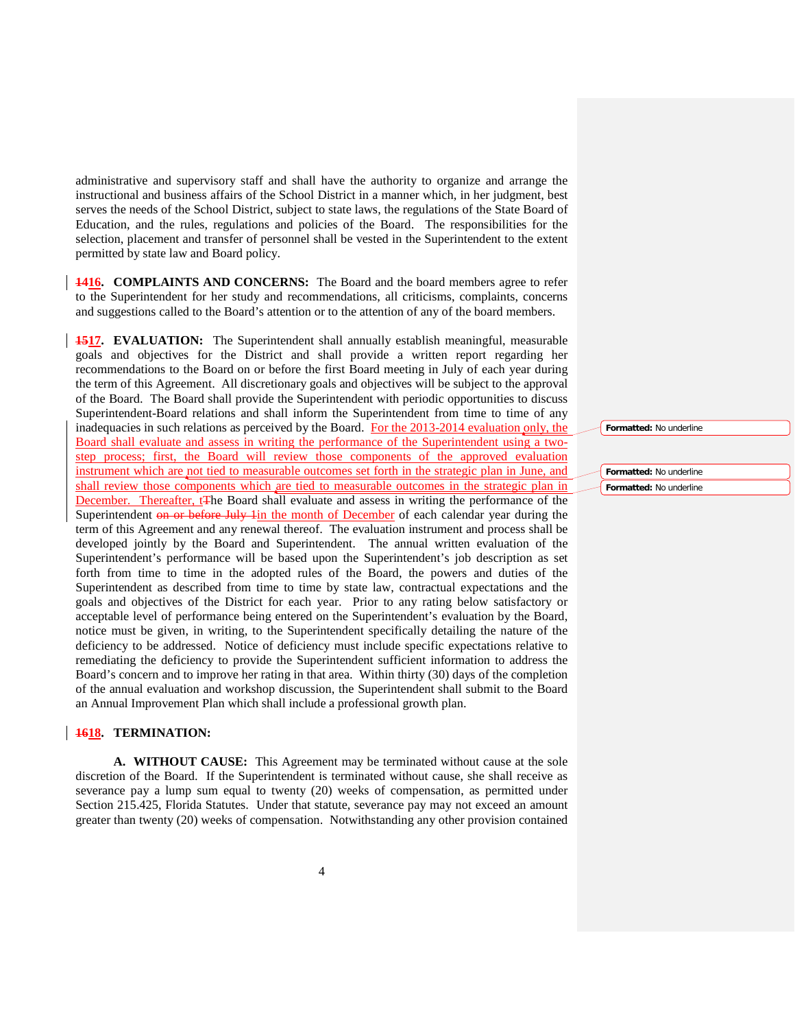administrative and supervisory staff and shall have the authority to organize and arrange the instructional and business affairs of the School District in a manner which, in her judgment, best serves the needs of the School District, subject to state laws, the regulations of the State Board of Education, and the rules, regulations and policies of the Board. The responsibilities for the selection, placement and transfer of personnel shall be vested in the Superintendent to the extent permitted by state law and Board policy.

~~14~~**16. COMPLAINTS AND CONCERNS:** The Board and the board members agree to refer to the Superintendent for her study and recommendations, all criticisms, complaints, concerns and suggestions called to the Board's attention or to the attention of any of the board members.

~~15~~**17. EVALUATION:** The Superintendent shall annually establish meaningful, measurable goals and objectives for the District and shall provide a written report regarding her recommendations to the Board on or before the first Board meeting in July of each year during the term of this Agreement. All discretionary goals and objectives will be subject to the approval of the Board. The Board shall provide the Superintendent with periodic opportunities to discuss Superintendent-Board relations and shall inform the Superintendent from time to time of any inadequacies in such relations as perceived by the Board. For the 2013-2014 evaluation only, the Board shall evaluate and assess in writing the performance of the Superintendent using a two-step process; first, the Board will review those components of the approved evaluation instrument which are not tied to measurable outcomes set forth in the strategic plan in June, and shall review those components which are tied to measurable outcomes in the strategic plan in December. Thereafter, t~~T~~he Board shall evaluate and assess in writing the performance of the Superintendent ~~on or before July 1~~in the month of December of each calendar year during the term of this Agreement and any renewal thereof. The evaluation instrument and process shall be developed jointly by the Board and Superintendent. The annual written evaluation of the Superintendent's performance will be based upon the Superintendent's job description as set forth from time to time in the adopted rules of the Board, the powers and duties of the Superintendent as described from time to time by state law, contractual expectations and the goals and objectives of the District for each year. Prior to any rating below satisfactory or acceptable level of performance being entered on the Superintendent's evaluation by the Board, notice must be given, in writing, to the Superintendent specifically detailing the nature of the deficiency to be addressed. Notice of deficiency must include specific expectations relative to remediating the deficiency to provide the Superintendent sufficient information to address the Board's concern and to improve her rating in that area. Within thirty (30) days of the completion of the annual evaluation and workshop discussion, the Superintendent shall submit to the Board an Annual Improvement Plan which shall include a professional growth plan.

Formatted: No underline

Formatted: No underline

Formatted: No underline

~~16~~**18. TERMINATION:**

**A. WITHOUT CAUSE:** This Agreement may be terminated without cause at the sole discretion of the Board. If the Superintendent is terminated without cause, she shall receive as severance pay a lump sum equal to twenty (20) weeks of compensation, as permitted under Section 215.425, Florida Statutes. Under that statute, severance pay may not exceed an amount greater than twenty (20) weeks of compensation. Notwithstanding any other provision contained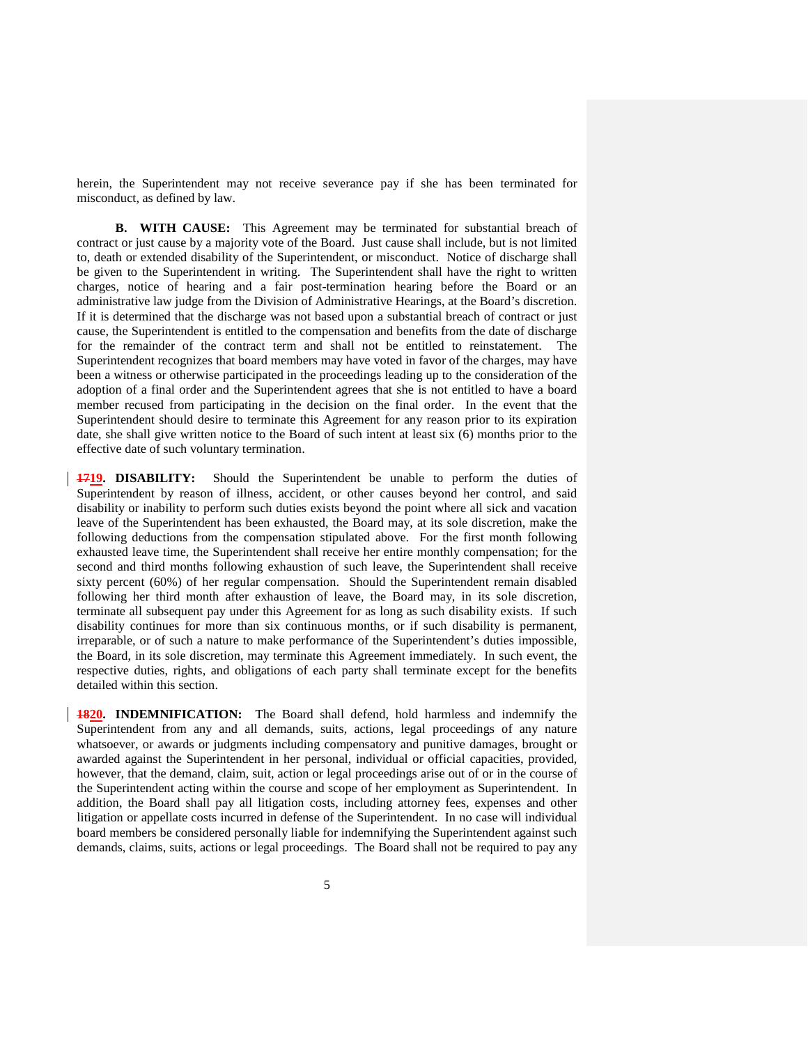herein, the Superintendent may not receive severance pay if she has been terminated for misconduct, as defined by law.

**B. WITH CAUSE:** This Agreement may be terminated for substantial breach of contract or just cause by a majority vote of the Board. Just cause shall include, but is not limited to, death or extended disability of the Superintendent, or misconduct. Notice of discharge shall be given to the Superintendent in writing. The Superintendent shall have the right to written charges, notice of hearing and a fair post-termination hearing before the Board or an administrative law judge from the Division of Administrative Hearings, at the Board's discretion. If it is determined that the discharge was not based upon a substantial breach of contract or just cause, the Superintendent is entitled to the compensation and benefits from the date of discharge for the remainder of the contract term and shall not be entitled to reinstatement. The Superintendent recognizes that board members may have voted in favor of the charges, may have been a witness or otherwise participated in the proceedings leading up to the consideration of the adoption of a final order and the Superintendent agrees that she is not entitled to have a board member recused from participating in the decision on the final order. In the event that the Superintendent should desire to terminate this Agreement for any reason prior to its expiration date, she shall give written notice to the Board of such intent at least six (6) months prior to the effective date of such voluntary termination.

~~17~~19. **DISABILITY:** Should the Superintendent be unable to perform the duties of Superintendent by reason of illness, accident, or other causes beyond her control, and said disability or inability to perform such duties exists beyond the point where all sick and vacation leave of the Superintendent has been exhausted, the Board may, at its sole discretion, make the following deductions from the compensation stipulated above. For the first month following exhausted leave time, the Superintendent shall receive her entire monthly compensation; for the second and third months following exhaustion of such leave, the Superintendent shall receive sixty percent (60%) of her regular compensation. Should the Superintendent remain disabled following her third month after exhaustion of leave, the Board may, in its sole discretion, terminate all subsequent pay under this Agreement for as long as such disability exists. If such disability continues for more than six continuous months, or if such disability is permanent, irreparable, or of such a nature to make performance of the Superintendent's duties impossible, the Board, in its sole discretion, may terminate this Agreement immediately. In such event, the respective duties, rights, and obligations of each party shall terminate except for the benefits detailed within this section.

~~18~~20. **INDEMNIFICATION:** The Board shall defend, hold harmless and indemnify the Superintendent from any and all demands, suits, actions, legal proceedings of any nature whatsoever, or awards or judgments including compensatory and punitive damages, brought or awarded against the Superintendent in her personal, individual or official capacities, provided, however, that the demand, claim, suit, action or legal proceedings arise out of or in the course of the Superintendent acting within the course and scope of her employment as Superintendent. In addition, the Board shall pay all litigation costs, including attorney fees, expenses and other litigation or appellate costs incurred in defense of the Superintendent. In no case will individual board members be considered personally liable for indemnifying the Superintendent against such demands, claims, suits, actions or legal proceedings. The Board shall not be required to pay any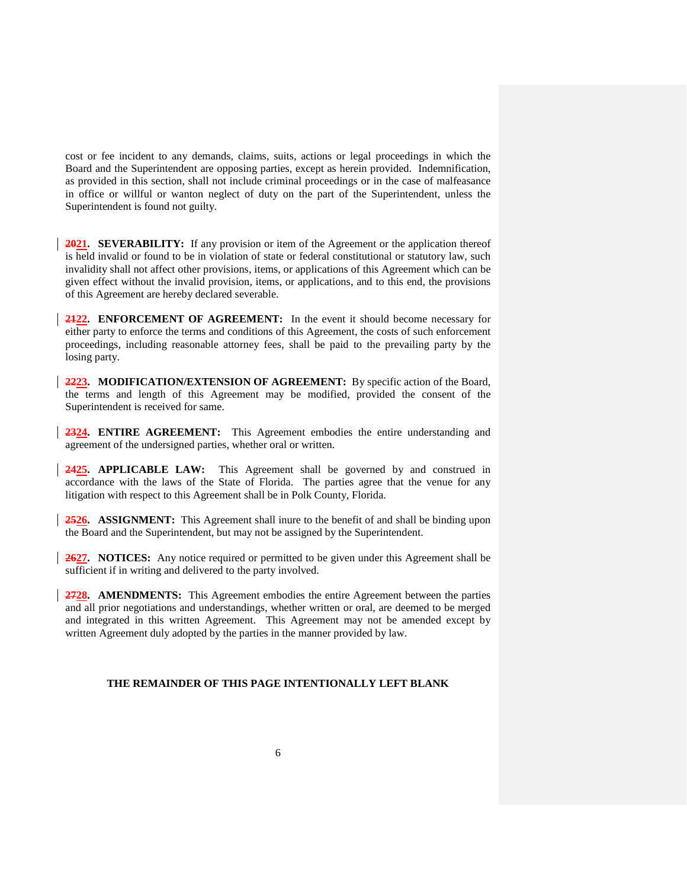cost or fee incident to any demands, claims, suits, actions or legal proceedings in which the Board and the Superintendent are opposing parties, except as herein provided. Indemnification, as provided in this section, shall not include criminal proceedings or in the case of malfeasance in office or willful or wanton neglect of duty on the part of the Superintendent, unless the Superintendent is found not guilty.

~~20~~21. **SEVERABILITY:** If any provision or item of the Agreement or the application thereof is held invalid or found to be in violation of state or federal constitutional or statutory law, such invalidity shall not affect other provisions, items, or applications of this Agreement which can be given effect without the invalid provision, items, or applications, and to this end, the provisions of this Agreement are hereby declared severable.

~~21~~22. **ENFORCEMENT OF AGREEMENT:** In the event it should become necessary for either party to enforce the terms and conditions of this Agreement, the costs of such enforcement proceedings, including reasonable attorney fees, shall be paid to the prevailing party by the losing party.

~~22~~23. **MODIFICATION/EXTENSION OF AGREEMENT:** By specific action of the Board, the terms and length of this Agreement may be modified, provided the consent of the Superintendent is received for same.

~~23~~24. **ENTIRE AGREEMENT:** This Agreement embodies the entire understanding and agreement of the undersigned parties, whether oral or written.

~~24~~25. **APPLICABLE LAW:** This Agreement shall be governed by and construed in accordance with the laws of the State of Florida. The parties agree that the venue for any litigation with respect to this Agreement shall be in Polk County, Florida.

~~25~~26. **ASSIGNMENT:** This Agreement shall inure to the benefit of and shall be binding upon the Board and the Superintendent, but may not be assigned by the Superintendent.

~~26~~27. **NOTICES:** Any notice required or permitted to be given under this Agreement shall be sufficient if in writing and delivered to the party involved.

~~27~~28. **AMENDMENTS:** This Agreement embodies the entire Agreement between the parties and all prior negotiations and understandings, whether written or oral, are deemed to be merged and integrated in this written Agreement. This Agreement may not be amended except by written Agreement duly adopted by the parties in the manner provided by law.

**THE REMAINDER OF THIS PAGE INTENTIONALLY LEFT BLANK**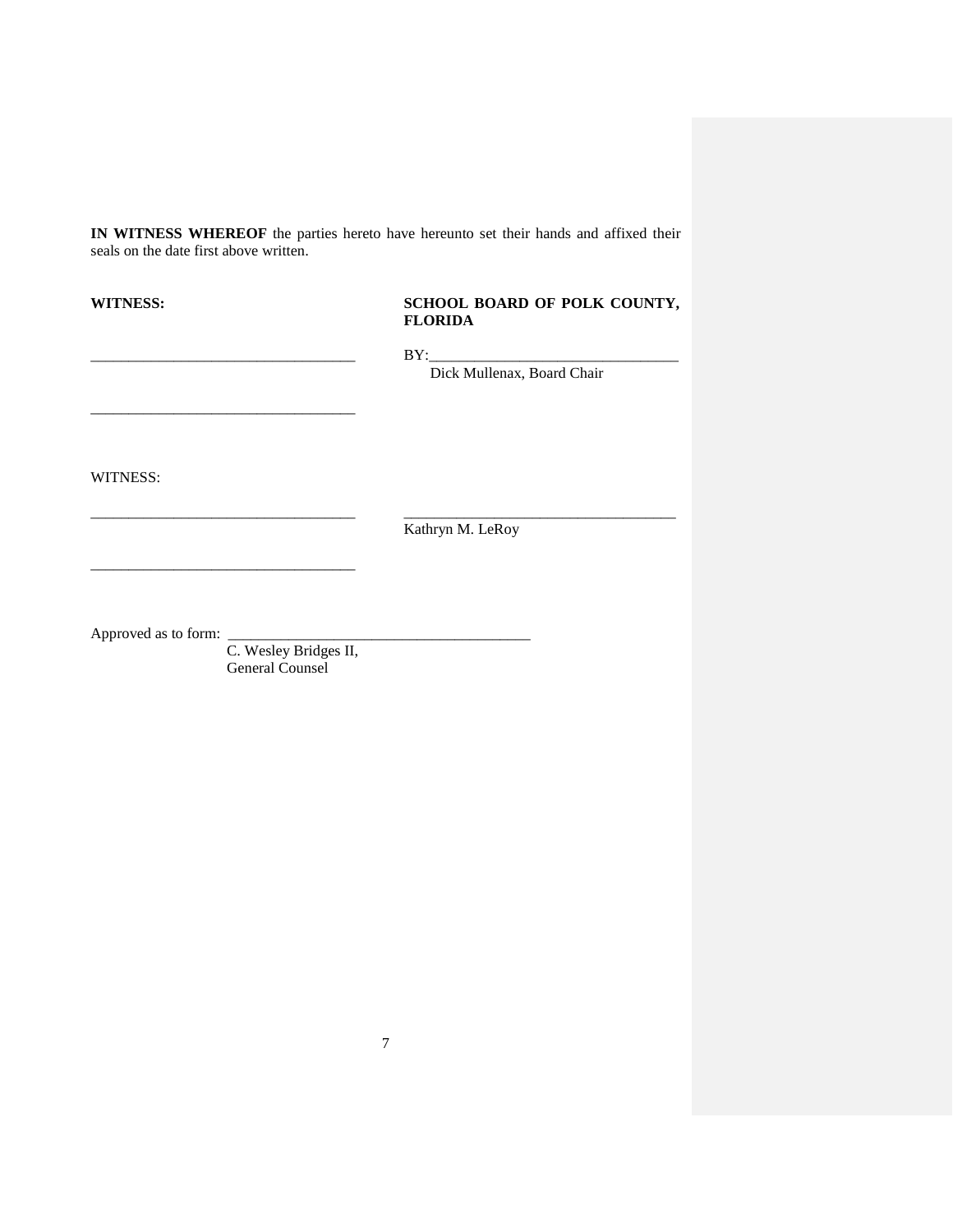**IN WITNESS WHEREOF** the parties hereto have hereunto set their hands and affixed their seals on the date first above written.

**WITNESS:**

___________________________________

___________________________________

**SCHOOL BOARD OF POLK COUNTY, FLORIDA**

BY:_________________________________
Dick Mullenax, Board Chair

WITNESS:

___________________________________

___________________________________

___________________________________
Kathryn M. LeRoy

Approved as to form: _______________________________________
C. Wesley Bridges II,
General Counsel